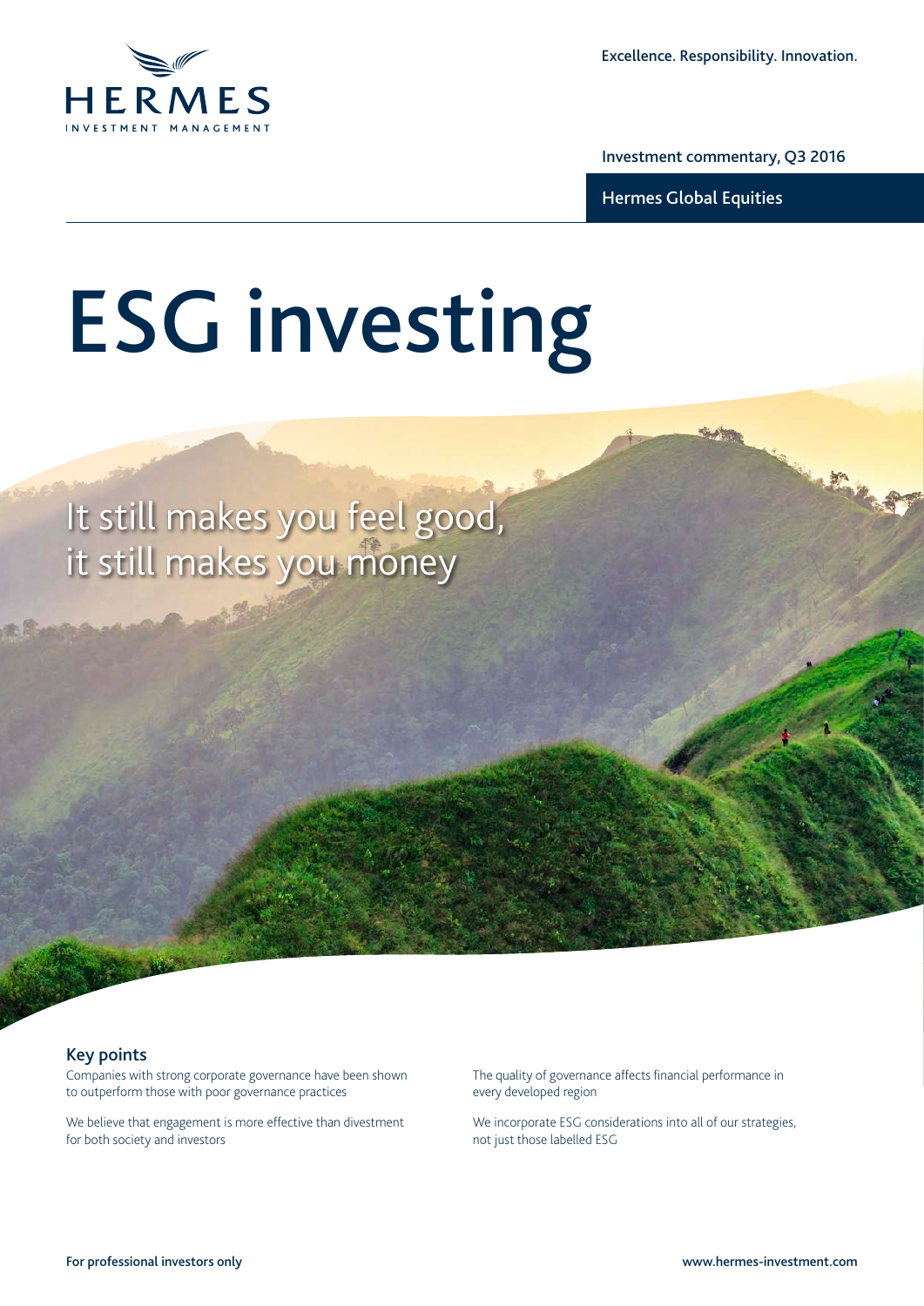Excellence. Responsibility. Innovation.

Investment commentary, Q3 2016

Hermes Global Equities

# ESG investing

## It still makes you feel good, it still makes you money

### Key points

- Companies with strong corporate governance have been shown to outperform those with poor governance practices
- We believe that engagement is more effective than divestment for both society and investors
- The quality of governance affects financial performance in every developed region
- We incorporate ESG considerations into all of our strategies, not just those labelled ESG

For professional investors only

www.hermes-investment.com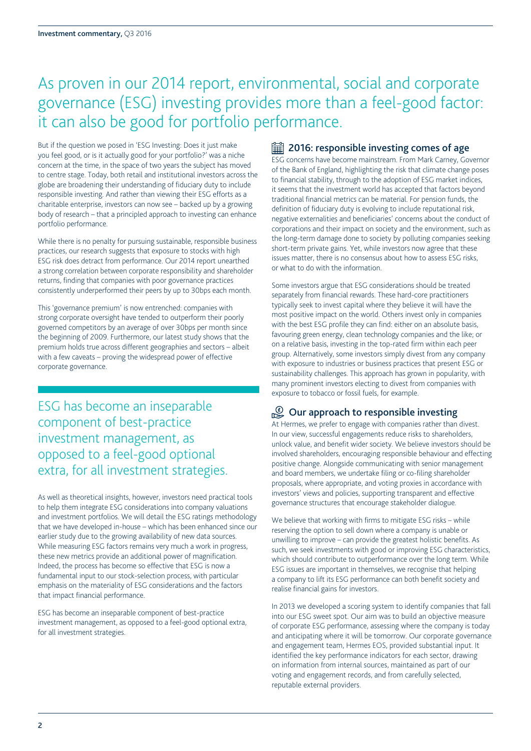# As proven in our 2014 report, environmental, social and corporate governance (ESG) investing provides more than a feel-good factor: it can also be good for portfolio performance.

But if the question we posed in 'ESG Investing: Does it just make you feel good, or is it actually good for your portfolio?' was a niche concern at the time, in the space of two years the subject has moved to centre stage. Today, both retail and institutional investors across the globe are broadening their understanding of fiduciary duty to include responsible investing. And rather than viewing their ESG efforts as a charitable enterprise, investors can now see – backed up by a growing body of research – that a principled approach to investing can enhance portfolio performance.

While there is no penalty for pursuing sustainable, responsible business practices, our research suggests that exposure to stocks with high ESG risk does detract from performance. Our 2014 report unearthed a strong correlation between corporate responsibility and shareholder returns, finding that companies with poor governance practices consistently underperformed their peers by up to 30bps each month.

This 'governance premium' is now entrenched: companies with strong corporate oversight have tended to outperform their poorly governed competitors by an average of over 30bps per month since the beginning of 2009. Furthermore, our latest study shows that the premium holds true across different geographies and sectors – albeit with a few caveats – proving the widespread power of effective corporate governance.

## ESG has become an inseparable component of best-practice investment management, as opposed to a feel-good optional extra, for all investment strategies.

As well as theoretical insights, however, investors need practical tools to help them integrate ESG considerations into company valuations and investment portfolios. We will detail the ESG ratings methodology that we have developed in-house – which has been enhanced since our earlier study due to the growing availability of new data sources. While measuring ESG factors remains very much a work in progress, these new metrics provide an additional power of magnification. Indeed, the process has become so effective that ESG is now a fundamental input to our stock-selection process, with particular emphasis on the materiality of ESG considerations and the factors that impact financial performance.

ESG has become an inseparable component of best-practice investment management, as opposed to a feel-good optional extra, for all investment strategies.

## 2016: responsible investing comes of age

ESG concerns have become mainstream. From Mark Carney, Governor of the Bank of England, highlighting the risk that climate change poses to financial stability, through to the adoption of ESG market indices, it seems that the investment world has accepted that factors beyond traditional financial metrics can be material. For pension funds, the definition of fiduciary duty is evolving to include reputational risk, negative externalities and beneficiaries' concerns about the conduct of corporations and their impact on society and the environment, such as the long-term damage done to society by polluting companies seeking short-term private gains. Yet, while investors now agree that these issues matter, there is no consensus about how to assess ESG risks, or what to do with the information.

Some investors argue that ESG considerations should be treated separately from financial rewards. These hard-core practitioners typically seek to invest capital where they believe it will have the most positive impact on the world. Others invest only in companies with the best ESG profile they can find: either on an absolute basis, favouring green energy, clean technology companies and the like; or on a relative basis, investing in the top-rated firm within each peer group. Alternatively, some investors simply divest from any company with exposure to industries or business practices that present ESG or sustainability challenges. This approach has grown in popularity, with many prominent investors electing to divest from companies with exposure to tobacco or fossil fuels, for example.

## Our approach to responsible investing

At Hermes, we prefer to engage with companies rather than divest. In our view, successful engagements reduce risks to shareholders, unlock value, and benefit wider society. We believe investors should be involved shareholders, encouraging responsible behaviour and effecting positive change. Alongside communicating with senior management and board members, we undertake filing or co-filing shareholder proposals, where appropriate, and voting proxies in accordance with investors' views and policies, supporting transparent and effective governance structures that encourage stakeholder dialogue.

We believe that working with firms to mitigate ESG risks – while reserving the option to sell down where a company is unable or unwilling to improve – can provide the greatest holistic benefits. As such, we seek investments with good or improving ESG characteristics, which should contribute to outperformance over the long term. While ESG issues are important in themselves, we recognise that helping a company to lift its ESG performance can both benefit society and realise financial gains for investors.

In 2013 we developed a scoring system to identify companies that fall into our ESG sweet spot. Our aim was to build an objective measure of corporate ESG performance, assessing where the company is today and anticipating where it will be tomorrow. Our corporate governance and engagement team, Hermes EOS, provided substantial input. It identified the key performance indicators for each sector, drawing on information from internal sources, maintained as part of our voting and engagement records, and from carefully selected, reputable external providers.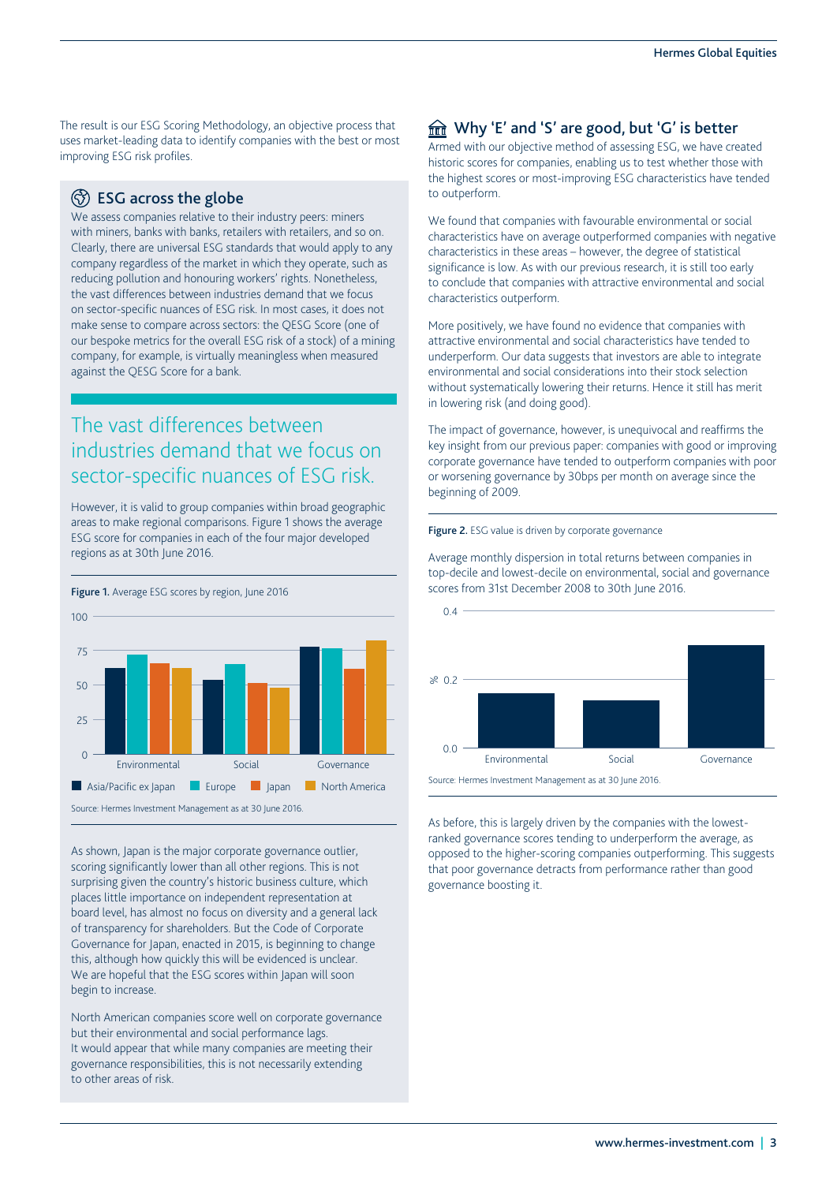The result is our ESG Scoring Methodology, an objective process that uses market-leading data to identify companies with the best or most improving ESG risk profiles.

## ESG across the globe

We assess companies relative to their industry peers: miners with miners, banks with banks, retailers with retailers, and so on. Clearly, there are universal ESG standards that would apply to any company regardless of the market in which they operate, such as reducing pollution and honouring workers' rights. Nonetheless, the vast differences between industries demand that we focus on sector-specific nuances of ESG risk. In most cases, it does not make sense to compare across sectors: the QESG Score (one of our bespoke metrics for the overall ESG risk of a stock) of a mining company, for example, is virtually meaningless when measured against the QESG Score for a bank.

> The vast differences between industries demand that we focus on sector-specific nuances of ESG risk.

However, it is valid to group companies within broad geographic areas to make regional comparisons. Figure 1 shows the average ESG score for companies in each of the four major developed regions as at 30th June 2016.

**Figure 1.** Average ESG scores by region, June 2016

Source: Hermes Investment Management as at 30 June 2016.

As shown, Japan is the major corporate governance outlier, scoring significantly lower than all other regions. This is not surprising given the country's historic business culture, which places little importance on independent representation at board level, has almost no focus on diversity and a general lack of transparency for shareholders. But the Code of Corporate Governance for Japan, enacted in 2015, is beginning to change this, although how quickly this will be evidenced is unclear. We are hopeful that the ESG scores within Japan will soon begin to increase.

North American companies score well on corporate governance but their environmental and social performance lags. It would appear that while many companies are meeting their governance responsibilities, this is not necessarily extending to other areas of risk.

## Why 'E' and 'S' are good, but 'G' is better

Armed with our objective method of assessing ESG, we have created historic scores for companies, enabling us to test whether those with the highest scores or most-improving ESG characteristics have tended to outperform.

We found that companies with favourable environmental or social characteristics have on average outperformed companies with negative characteristics in these areas – however, the degree of statistical significance is low. As with our previous research, it is still too early to conclude that companies with attractive environmental and social characteristics outperform.

More positively, we have found no evidence that companies with attractive environmental and social characteristics have tended to underperform. Our data suggests that investors are able to integrate environmental and social considerations into their stock selection without systematically lowering their returns. Hence it still has merit in lowering risk (and doing good).

The impact of governance, however, is unequivocal and reaffirms the key insight from our previous paper: companies with good or improving corporate governance have tended to outperform companies with poor or worsening governance by 30bps per month on average since the beginning of 2009.

**Figure 2.** ESG value is driven by corporate governance

Average monthly dispersion in total returns between companies in top-decile and lowest-decile on environmental, social and governance scores from 31st December 2008 to 30th June 2016.

Source: Hermes Investment Management as at 30 June 2016.

As before, this is largely driven by the companies with the lowest-ranked governance scores tending to underperform the average, as opposed to the higher-scoring companies outperforming. This suggests that poor governance detracts from performance rather than good governance boosting it.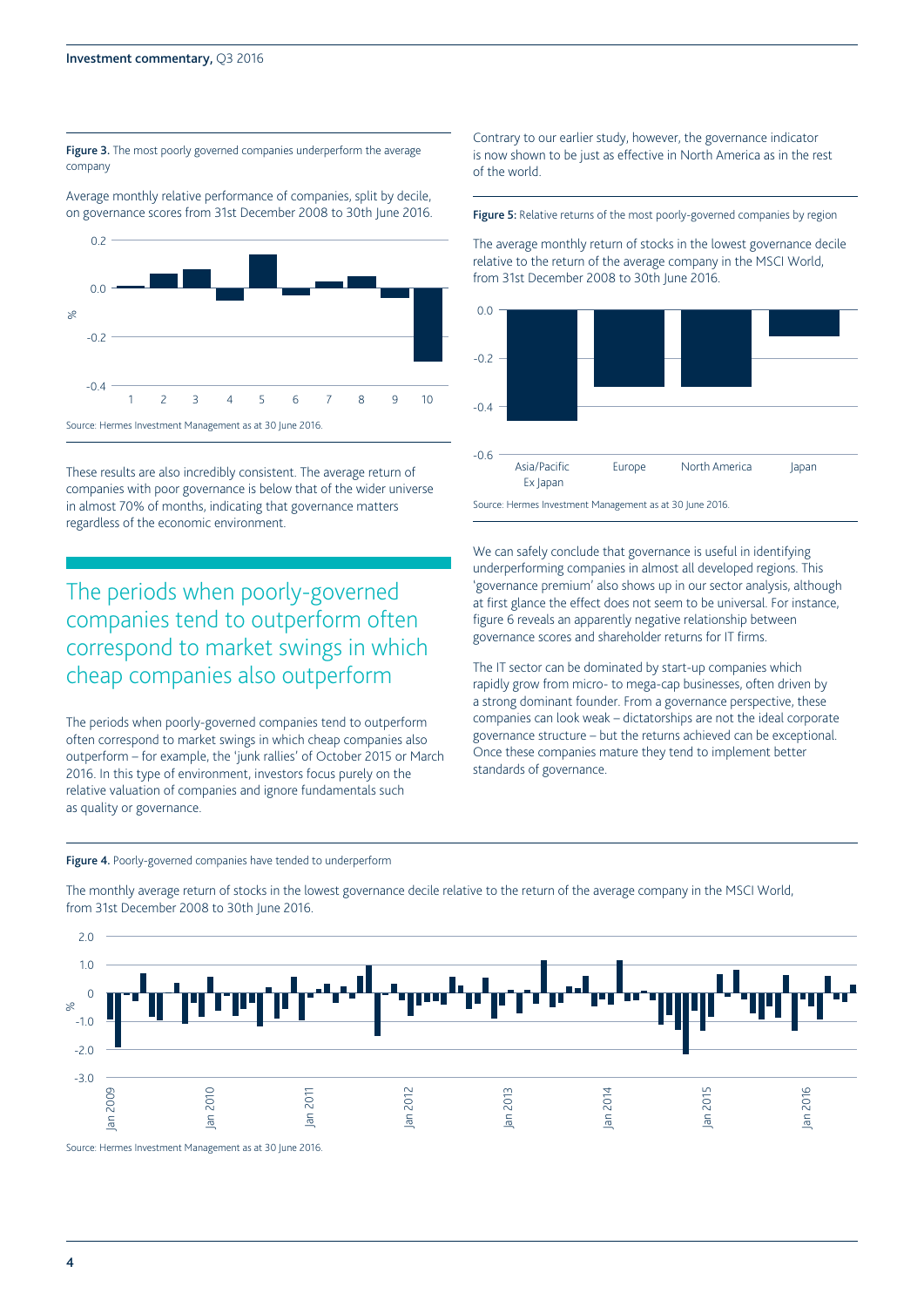**Figure 3.** The most poorly governed companies underperform the average company

Average monthly relative performance of companies, split by decile, on governance scores from 31st December 2008 to 30th June 2016.

Source: Hermes Investment Management as at 30 June 2016.

These results are also incredibly consistent. The average return of companies with poor governance is below that of the wider universe in almost 70% of months, indicating that governance matters regardless of the economic environment.

## The periods when poorly-governed companies tend to outperform often correspond to market swings in which cheap companies also outperform

The periods when poorly-governed companies tend to outperform often correspond to market swings in which cheap companies also outperform – for example, the 'junk rallies' of October 2015 or March 2016. In this type of environment, investors focus purely on the relative valuation of companies and ignore fundamentals such as quality or governance.

Contrary to our earlier study, however, the governance indicator is now shown to be just as effective in North America as in the rest of the world.

**Figure 5:** Relative returns of the most poorly-governed companies by region

The average monthly return of stocks in the lowest governance decile relative to the return of the average company in the MSCI World, from 31st December 2008 to 30th June 2016.

Source: Hermes Investment Management as at 30 June 2016.

We can safely conclude that governance is useful in identifying underperforming companies in almost all developed regions. This 'governance premium' also shows up in our sector analysis, although at first glance the effect does not seem to be universal. For instance, figure 6 reveals an apparently negative relationship between governance scores and shareholder returns for IT firms.

The IT sector can be dominated by start-up companies which rapidly grow from micro- to mega-cap businesses, often driven by a strong dominant founder. From a governance perspective, these companies can look weak – dictatorships are not the ideal corporate governance structure – but the returns achieved can be exceptional. Once these companies mature they tend to implement better standards of governance.

**Figure 4.** Poorly-governed companies have tended to underperform

The monthly average return of stocks in the lowest governance decile relative to the return of the average company in the MSCI World, from 31st December 2008 to 30th June 2016.

Source: Hermes Investment Management as at 30 June 2016.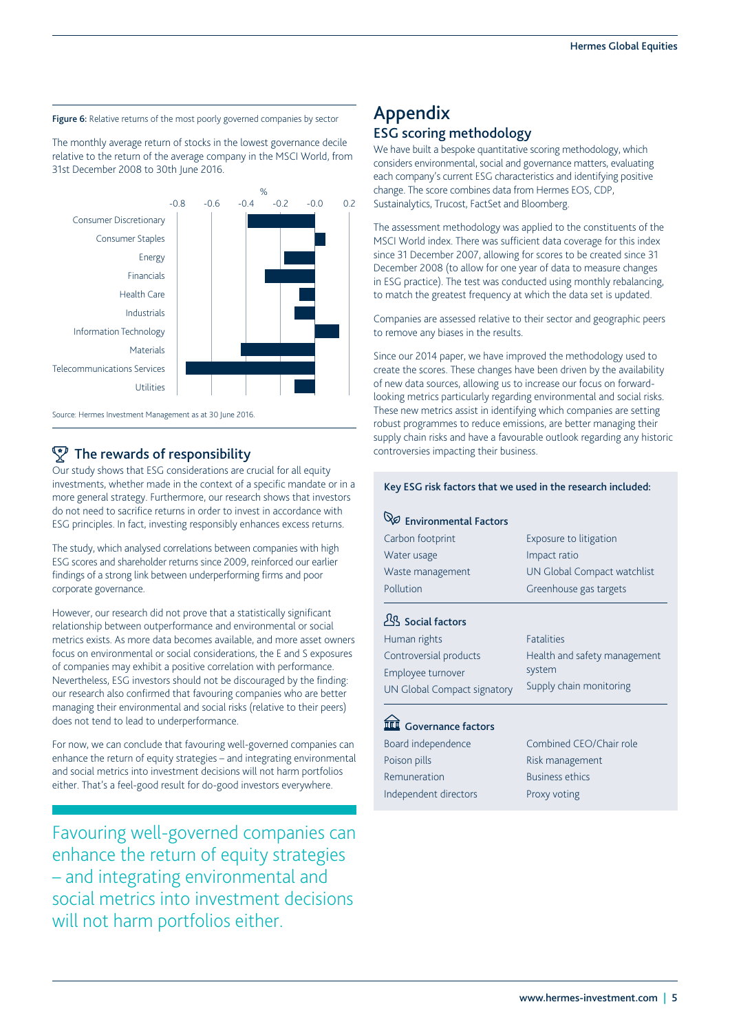**Figure 6:** Relative returns of the most poorly governed companies by sector

The monthly average return of stocks in the lowest governance decile relative to the return of the average company in the MSCI World, from 31st December 2008 to 30th June 2016.

Source: Hermes Investment Management as at 30 June 2016.

## The rewards of responsibility

Our study shows that ESG considerations are crucial for all equity investments, whether made in the context of a specific mandate or in a more general strategy. Furthermore, our research shows that investors do not need to sacrifice returns in order to invest in accordance with ESG principles. In fact, investing responsibly enhances excess returns.

The study, which analysed correlations between companies with high ESG scores and shareholder returns since 2009, reinforced our earlier findings of a strong link between underperforming firms and poor corporate governance.

However, our research did not prove that a statistically significant relationship between outperformance and environmental or social metrics exists. As more data becomes available, and more asset owners focus on environmental or social considerations, the E and S exposures of companies may exhibit a positive correlation with performance. Nevertheless, ESG investors should not be discouraged by the finding: our research also confirmed that favouring companies who are better managing their environmental and social risks (relative to their peers) does not tend to lead to underperformance.

For now, we can conclude that favouring well-governed companies can enhance the return of equity strategies – and integrating environmental and social metrics into investment decisions will not harm portfolios either. That's a feel-good result for do-good investors everywhere.

Favouring well-governed companies can enhance the return of equity strategies – and integrating environmental and social metrics into investment decisions will not harm portfolios either.

# Appendix

## ESG scoring methodology

We have built a bespoke quantitative scoring methodology, which considers environmental, social and governance matters, evaluating each company's current ESG characteristics and identifying positive change. The score combines data from Hermes EOS, CDP, Sustainalytics, Trucost, FactSet and Bloomberg.

The assessment methodology was applied to the constituents of the MSCI World index. There was sufficient data coverage for this index since 31 December 2007, allowing for scores to be created since 31 December 2008 (to allow for one year of data to measure changes in ESG practice). The test was conducted using monthly rebalancing, to match the greatest frequency at which the data set is updated.

Companies are assessed relative to their sector and geographic peers to remove any biases in the results.

Since our 2014 paper, we have improved the methodology used to create the scores. These changes have been driven by the availability of new data sources, allowing us to increase our focus on forward-looking metrics particularly regarding environmental and social risks. These new metrics assist in identifying which companies are setting robust programmes to reduce emissions, are better managing their supply chain risks and have a favourable outlook regarding any historic controversies impacting their business.

**Key ESG risk factors that we used in the research included:**

### Environmental Factors

- Carbon footprint
- Water usage
- Waste management
- Pollution
- Exposure to litigation
- Impact ratio
- UN Global Compact watchlist
- Greenhouse gas targets

### Social factors

- Human rights
- Controversial products
- Employee turnover
- UN Global Compact signatory
- Fatalities
- Health and safety management system
- Supply chain monitoring

### Governance factors

- Board independence
- Poison pills
- Remuneration
- Independent directors
- Combined CEO/Chair role
- Risk management
- Business ethics
- Proxy voting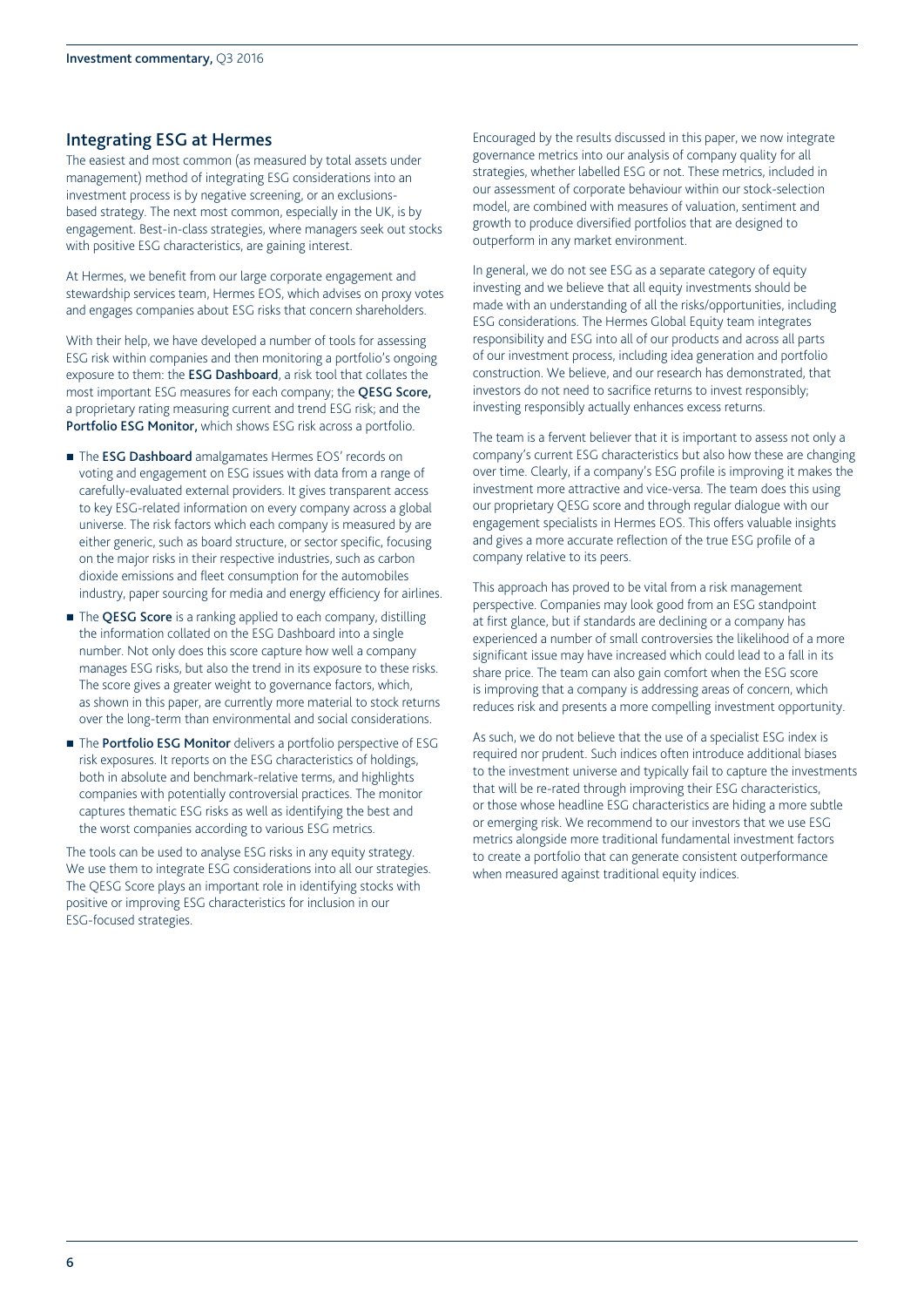## Integrating ESG at Hermes

The easiest and most common (as measured by total assets under management) method of integrating ESG considerations into an investment process is by negative screening, or an exclusions-based strategy. The next most common, especially in the UK, is by engagement. Best-in-class strategies, where managers seek out stocks with positive ESG characteristics, are gaining interest.

At Hermes, we benefit from our large corporate engagement and stewardship services team, Hermes EOS, which advises on proxy votes and engages companies about ESG risks that concern shareholders.

With their help, we have developed a number of tools for assessing ESG risk within companies and then monitoring a portfolio's ongoing exposure to them: the **ESG Dashboard**, a risk tool that collates the most important ESG measures for each company; the **QESG Score,** a proprietary rating measuring current and trend ESG risk; and the **Portfolio ESG Monitor,** which shows ESG risk across a portfolio.

- The **ESG Dashboard** amalgamates Hermes EOS' records on voting and engagement on ESG issues with data from a range of carefully-evaluated external providers. It gives transparent access to key ESG-related information on every company across a global universe. The risk factors which each company is measured by are either generic, such as board structure, or sector specific, focusing on the major risks in their respective industries, such as carbon dioxide emissions and fleet consumption for the automobiles industry, paper sourcing for media and energy efficiency for airlines.
- The **QESG Score** is a ranking applied to each company, distilling the information collated on the ESG Dashboard into a single number. Not only does this score capture how well a company manages ESG risks, but also the trend in its exposure to these risks. The score gives a greater weight to governance factors, which, as shown in this paper, are currently more material to stock returns over the long-term than environmental and social considerations.
- The **Portfolio ESG Monitor** delivers a portfolio perspective of ESG risk exposures. It reports on the ESG characteristics of holdings, both in absolute and benchmark-relative terms, and highlights companies with potentially controversial practices. The monitor captures thematic ESG risks as well as identifying the best and the worst companies according to various ESG metrics.

The tools can be used to analyse ESG risks in any equity strategy. We use them to integrate ESG considerations into all our strategies. The QESG Score plays an important role in identifying stocks with positive or improving ESG characteristics for inclusion in our ESG-focused strategies.

Encouraged by the results discussed in this paper, we now integrate governance metrics into our analysis of company quality for all strategies, whether labelled ESG or not. These metrics, included in our assessment of corporate behaviour within our stock-selection model, are combined with measures of valuation, sentiment and growth to produce diversified portfolios that are designed to outperform in any market environment.

In general, we do not see ESG as a separate category of equity investing and we believe that all equity investments should be made with an understanding of all the risks/opportunities, including ESG considerations. The Hermes Global Equity team integrates responsibility and ESG into all of our products and across all parts of our investment process, including idea generation and portfolio construction. We believe, and our research has demonstrated, that investors do not need to sacrifice returns to invest responsibly; investing responsibly actually enhances excess returns.

The team is a fervent believer that it is important to assess not only a company's current ESG characteristics but also how these are changing over time. Clearly, if a company's ESG profile is improving it makes the investment more attractive and vice-versa. The team does this using our proprietary QESG score and through regular dialogue with our engagement specialists in Hermes EOS. This offers valuable insights and gives a more accurate reflection of the true ESG profile of a company relative to its peers.

This approach has proved to be vital from a risk management perspective. Companies may look good from an ESG standpoint at first glance, but if standards are declining or a company has experienced a number of small controversies the likelihood of a more significant issue may have increased which could lead to a fall in its share price. The team can also gain comfort when the ESG score is improving that a company is addressing areas of concern, which reduces risk and presents a more compelling investment opportunity.

As such, we do not believe that the use of a specialist ESG index is required nor prudent. Such indices often introduce additional biases to the investment universe and typically fail to capture the investments that will be re-rated through improving their ESG characteristics, or those whose headline ESG characteristics are hiding a more subtle or emerging risk. We recommend to our investors that we use ESG metrics alongside more traditional fundamental investment factors to create a portfolio that can generate consistent outperformance when measured against traditional equity indices.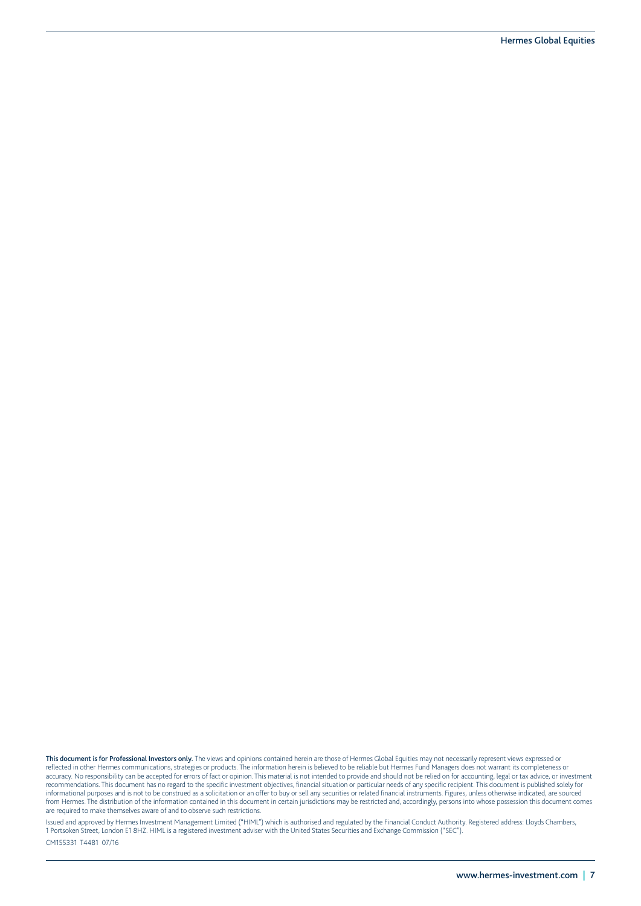**This document is for Professional Investors only.** The views and opinions contained herein are those of Hermes Global Equities may not necessarily represent views expressed or reflected in other Hermes communications, strategies or products. The information herein is believed to be reliable but Hermes Fund Managers does not warrant its completeness or accuracy. No responsibility can be accepted for errors of fact or opinion. This material is not intended to provide and should not be relied on for accounting, legal or tax advice, or investment recommendations. This document has no regard to the specific investment objectives, financial situation or particular needs of any specific recipient. This document is published solely for informational purposes and is not to be construed as a solicitation or an offer to buy or sell any securities or related financial instruments. Figures, unless otherwise indicated, are sourced from Hermes. The distribution of the information contained in this document in certain jurisdictions may be restricted and, accordingly, persons into whose possession this document comes are required to make themselves aware of and to observe such restrictions.

Issued and approved by Hermes Investment Management Limited ("HIML") which is authorised and regulated by the Financial Conduct Authority. Registered address: Lloyds Chambers, 1 Portsoken Street, London E1 8HZ. HIML is a registered investment adviser with the United States Securities and Exchange Commission ("SEC").

CM155331 T4481 07/16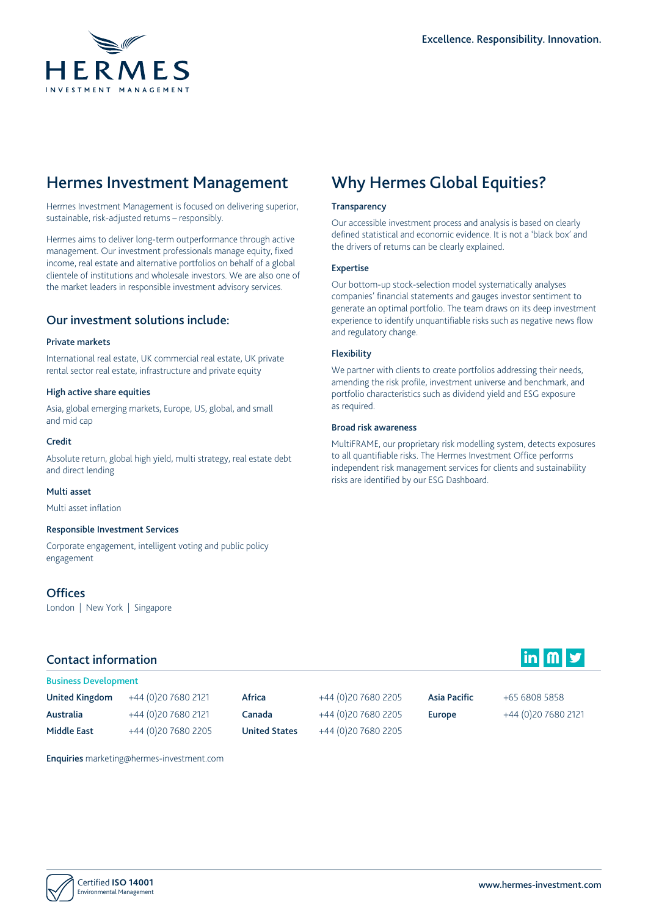HERMES

INVESTMENT MANAGEMENT

Excellence. Responsibility. Innovation.

## Hermes Investment Management

Hermes Investment Management is focused on delivering superior, sustainable, risk-adjusted returns – responsibly.

Hermes aims to deliver long-term outperformance through active management. Our investment professionals manage equity, fixed income, real estate and alternative portfolios on behalf of a global clientele of institutions and wholesale investors. We are also one of the market leaders in responsible investment advisory services.

### Our investment solutions include:

**Private markets**

International real estate, UK commercial real estate, UK private rental sector real estate, infrastructure and private equity

**High active share equities**

Asia, global emerging markets, Europe, US, global, and small and mid cap

**Credit**

Absolute return, global high yield, multi strategy, real estate debt and direct lending

**Multi asset**

Multi asset inflation

**Responsible Investment Services**

Corporate engagement, intelligent voting and public policy engagement

### Offices

London | New York | Singapore

## Why Hermes Global Equities?

**Transparency**

Our accessible investment process and analysis is based on clearly defined statistical and economic evidence. It is not a 'black box' and the drivers of returns can be clearly explained.

**Expertise**

Our bottom-up stock-selection model systematically analyses companies' financial statements and gauges investor sentiment to generate an optimal portfolio. The team draws on its deep investment experience to identify unquantifiable risks such as negative news flow and regulatory change.

**Flexibility**

We partner with clients to create portfolios addressing their needs, amending the risk profile, investment universe and benchmark, and portfolio characteristics such as dividend yield and ESG exposure as required.

**Broad risk awareness**

MultiFRAME, our proprietary risk modelling system, detects exposures to all quantifiable risks. The Hermes Investment Office performs independent risk management services for clients and sustainability risks are identified by our ESG Dashboard.

### Contact information

**Business Development**

| | | | | | |
|---|---|---|---|---|---|
| **United Kingdom** | +44 (0)20 7680 2121 | **Africa** | +44 (0)20 7680 2205 | **Asia Pacific** | +65 6808 5858 |
| **Australia** | +44 (0)20 7680 2121 | **Canada** | +44 (0)20 7680 2205 | **Europe** | +44 (0)20 7680 2121 |
| **Middle East** | +44 (0)20 7680 2205 | **United States** | +44 (0)20 7680 2205 | | |

**Enquiries** marketing@hermes-investment.com

Certified **ISO 14001** Environmental Management

www.hermes-investment.com